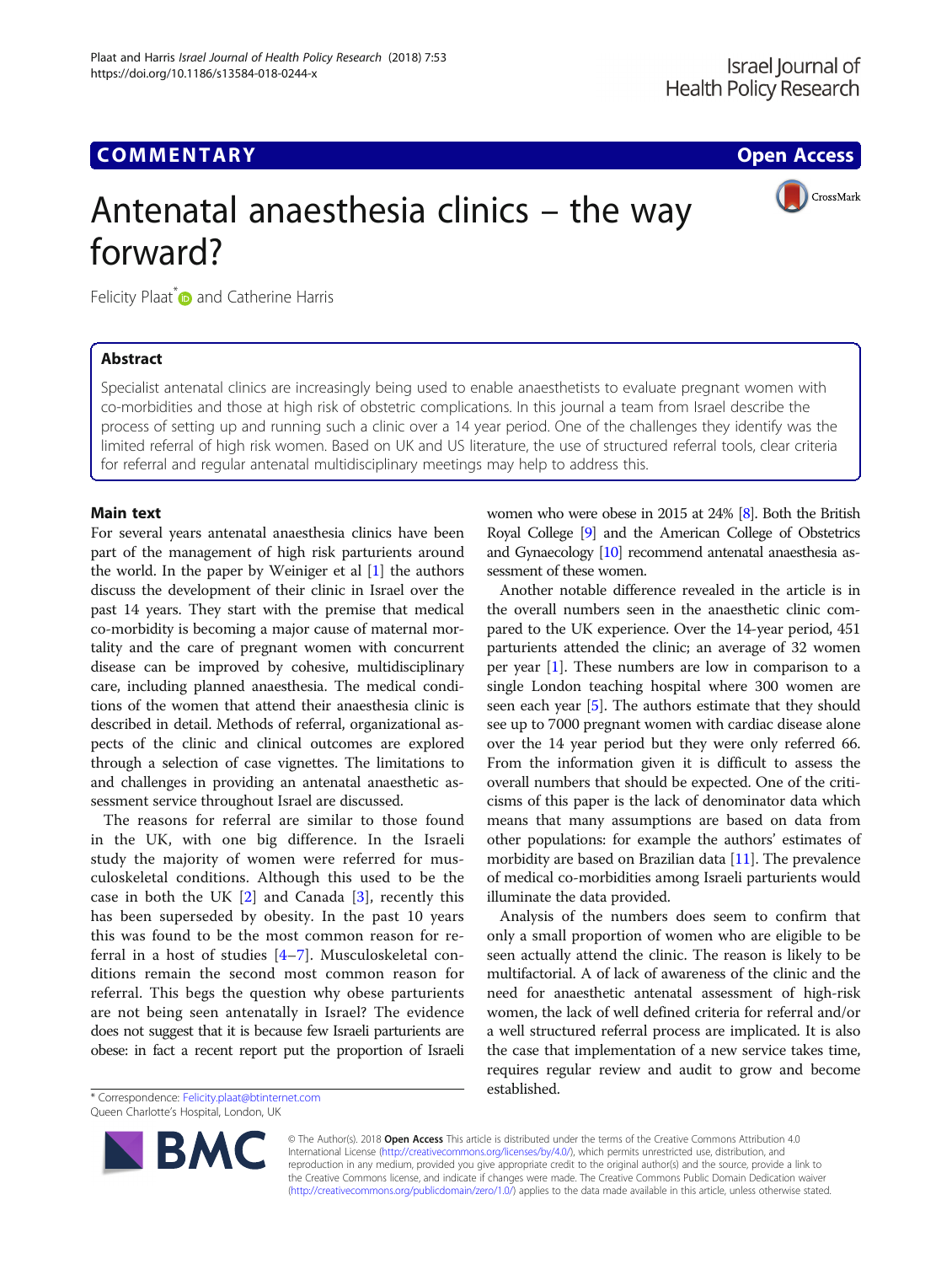COMMENTARY

Open Access

# Antenatal anaesthesia clinics – the way forward?

Felicity Plaat* and Catherine Harris

## Abstract

Specialist antenatal clinics are increasingly being used to enable anaesthetists to evaluate pregnant women with co-morbidities and those at high risk of obstetric complications. In this journal a team from Israel describe the process of setting up and running such a clinic over a 14 year period. One of the challenges they identify was the limited referral of high risk women. Based on UK and US literature, the use of structured referral tools, clear criteria for referral and regular antenatal multidisciplinary meetings may help to address this.

## Main text

For several years antenatal anaesthesia clinics have been part of the management of high risk parturients around the world. In the paper by Weiniger et al [1] the authors discuss the development of their clinic in Israel over the past 14 years. They start with the premise that medical co-morbidity is becoming a major cause of maternal mortality and the care of pregnant women with concurrent disease can be improved by cohesive, multidisciplinary care, including planned anaesthesia. The medical conditions of the women that attend their anaesthesia clinic is described in detail. Methods of referral, organizational aspects of the clinic and clinical outcomes are explored through a selection of case vignettes. The limitations to and challenges in providing an antenatal anaesthetic assessment service throughout Israel are discussed.

The reasons for referral are similar to those found in the UK, with one big difference. In the Israeli study the majority of women were referred for musculoskeletal conditions. Although this used to be the case in both the UK [2] and Canada [3], recently this has been superseded by obesity. In the past 10 years this was found to be the most common reason for referral in a host of studies [4–7]. Musculoskeletal conditions remain the second most common reason for referral. This begs the question why obese parturients are not being seen antenatally in Israel? The evidence does not suggest that it is because few Israeli parturients are obese: in fact a recent report put the proportion of Israeli women who were obese in 2015 at 24% [8]. Both the British Royal College [9] and the American College of Obstetrics and Gynaecology [10] recommend antenatal anaesthesia assessment of these women.

Another notable difference revealed in the article is in the overall numbers seen in the anaesthetic clinic compared to the UK experience. Over the 14-year period, 451 parturients attended the clinic; an average of 32 women per year [1]. These numbers are low in comparison to a single London teaching hospital where 300 women are seen each year [5]. The authors estimate that they should see up to 7000 pregnant women with cardiac disease alone over the 14 year period but they were only referred 66. From the information given it is difficult to assess the overall numbers that should be expected. One of the criticisms of this paper is the lack of denominator data which means that many assumptions are based on data from other populations: for example the authors' estimates of morbidity are based on Brazilian data [11]. The prevalence of medical co-morbidities among Israeli parturients would illuminate the data provided.

Analysis of the numbers does seem to confirm that only a small proportion of women who are eligible to be seen actually attend the clinic. The reason is likely to be multifactorial. A of lack of awareness of the clinic and the need for anaesthetic antenatal assessment of high-risk women, the lack of well defined criteria for referral and/or a well structured referral process are implicated. It is also the case that implementation of a new service takes time, requires regular review and audit to grow and become established.

* Correspondence: Felicity.plaat@btinternet.com
Queen Charlotte's Hospital, London, UK

© The Author(s). 2018 **Open Access** This article is distributed under the terms of the Creative Commons Attribution 4.0 International License (http://creativecommons.org/licenses/by/4.0/), which permits unrestricted use, distribution, and reproduction in any medium, provided you give appropriate credit to the original author(s) and the source, provide a link to the Creative Commons license, and indicate if changes were made. The Creative Commons Public Domain Dedication waiver (http://creativecommons.org/publicdomain/zero/1.0/) applies to the data made available in this article, unless otherwise stated.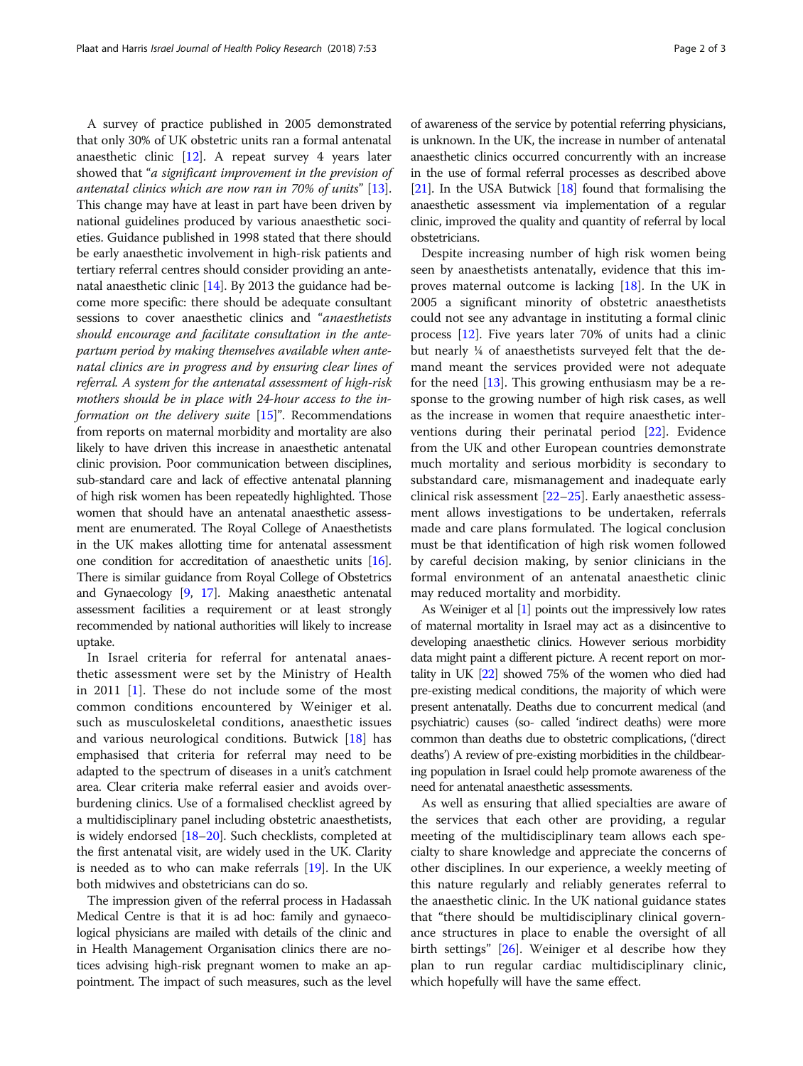A survey of practice published in 2005 demonstrated that only 30% of UK obstetric units ran a formal antenatal anaesthetic clinic [12]. A repeat survey 4 years later showed that "*a significant improvement in the prevision of antenatal clinics which are now ran in 70% of units*" [13]. This change may have at least in part have been driven by national guidelines produced by various anaesthetic societies. Guidance published in 1998 stated that there should be early anaesthetic involvement in high-risk patients and tertiary referral centres should consider providing an antenatal anaesthetic clinic [14]. By 2013 the guidance had become more specific: there should be adequate consultant sessions to cover anaesthetic clinics and "*anaesthetists should encourage and facilitate consultation in the antepartum period by making themselves available when antenatal clinics are in progress and by ensuring clear lines of referral. A system for the antenatal assessment of high-risk mothers should be in place with 24-hour access to the information on the delivery suite* [15]". Recommendations from reports on maternal morbidity and mortality are also likely to have driven this increase in anaesthetic antenatal clinic provision. Poor communication between disciplines, sub-standard care and lack of effective antenatal planning of high risk women has been repeatedly highlighted. Those women that should have an antenatal anaesthetic assessment are enumerated. The Royal College of Anaesthetists in the UK makes allotting time for antenatal assessment one condition for accreditation of anaesthetic units [16]. There is similar guidance from Royal College of Obstetrics and Gynaecology [9, 17]. Making anaesthetic antenatal assessment facilities a requirement or at least strongly recommended by national authorities will likely to increase uptake.

In Israel criteria for referral for antenatal anaesthetic assessment were set by the Ministry of Health in 2011 [1]. These do not include some of the most common conditions encountered by Weiniger et al. such as musculoskeletal conditions, anaesthetic issues and various neurological conditions. Butwick [18] has emphasised that criteria for referral may need to be adapted to the spectrum of diseases in a unit's catchment area. Clear criteria make referral easier and avoids overburdening clinics. Use of a formalised checklist agreed by a multidisciplinary panel including obstetric anaesthetists, is widely endorsed [18–20]. Such checklists, completed at the first antenatal visit, are widely used in the UK. Clarity is needed as to who can make referrals [19]. In the UK both midwives and obstetricians can do so.

The impression given of the referral process in Hadassah Medical Centre is that it is ad hoc: family and gynaecological physicians are mailed with details of the clinic and in Health Management Organisation clinics there are notices advising high-risk pregnant women to make an appointment. The impact of such measures, such as the level of awareness of the service by potential referring physicians, is unknown. In the UK, the increase in number of antenatal anaesthetic clinics occurred concurrently with an increase in the use of formal referral processes as described above [21]. In the USA Butwick [18] found that formalising the anaesthetic assessment via implementation of a regular clinic, improved the quality and quantity of referral by local obstetricians.

Despite increasing number of high risk women being seen by anaesthetists antenatally, evidence that this improves maternal outcome is lacking [18]. In the UK in 2005 a significant minority of obstetric anaesthetists could not see any advantage in instituting a formal clinic process [12]. Five years later 70% of units had a clinic but nearly ¼ of anaesthetists surveyed felt that the demand meant the services provided were not adequate for the need [13]. This growing enthusiasm may be a response to the growing number of high risk cases, as well as the increase in women that require anaesthetic interventions during their perinatal period [22]. Evidence from the UK and other European countries demonstrate much mortality and serious morbidity is secondary to substandard care, mismanagement and inadequate early clinical risk assessment [22–25]. Early anaesthetic assessment allows investigations to be undertaken, referrals made and care plans formulated. The logical conclusion must be that identification of high risk women followed by careful decision making, by senior clinicians in the formal environment of an antenatal anaesthetic clinic may reduced mortality and morbidity.

As Weiniger et al [1] points out the impressively low rates of maternal mortality in Israel may act as a disincentive to developing anaesthetic clinics. However serious morbidity data might paint a different picture. A recent report on mortality in UK [22] showed 75% of the women who died had pre-existing medical conditions, the majority of which were present antenatally. Deaths due to concurrent medical (and psychiatric) causes (so- called 'indirect deaths') were more common than deaths due to obstetric complications, ('direct deaths') A review of pre-existing morbidities in the childbearing population in Israel could help promote awareness of the need for antenatal anaesthetic assessments.

As well as ensuring that allied specialties are aware of the services that each other are providing, a regular meeting of the multidisciplinary team allows each specialty to share knowledge and appreciate the concerns of other disciplines. In our experience, a weekly meeting of this nature regularly and reliably generates referral to the anaesthetic clinic. In the UK national guidance states that "there should be multidisciplinary clinical governance structures in place to enable the oversight of all birth settings" [26]. Weiniger et al describe how they plan to run regular cardiac multidisciplinary clinic, which hopefully will have the same effect.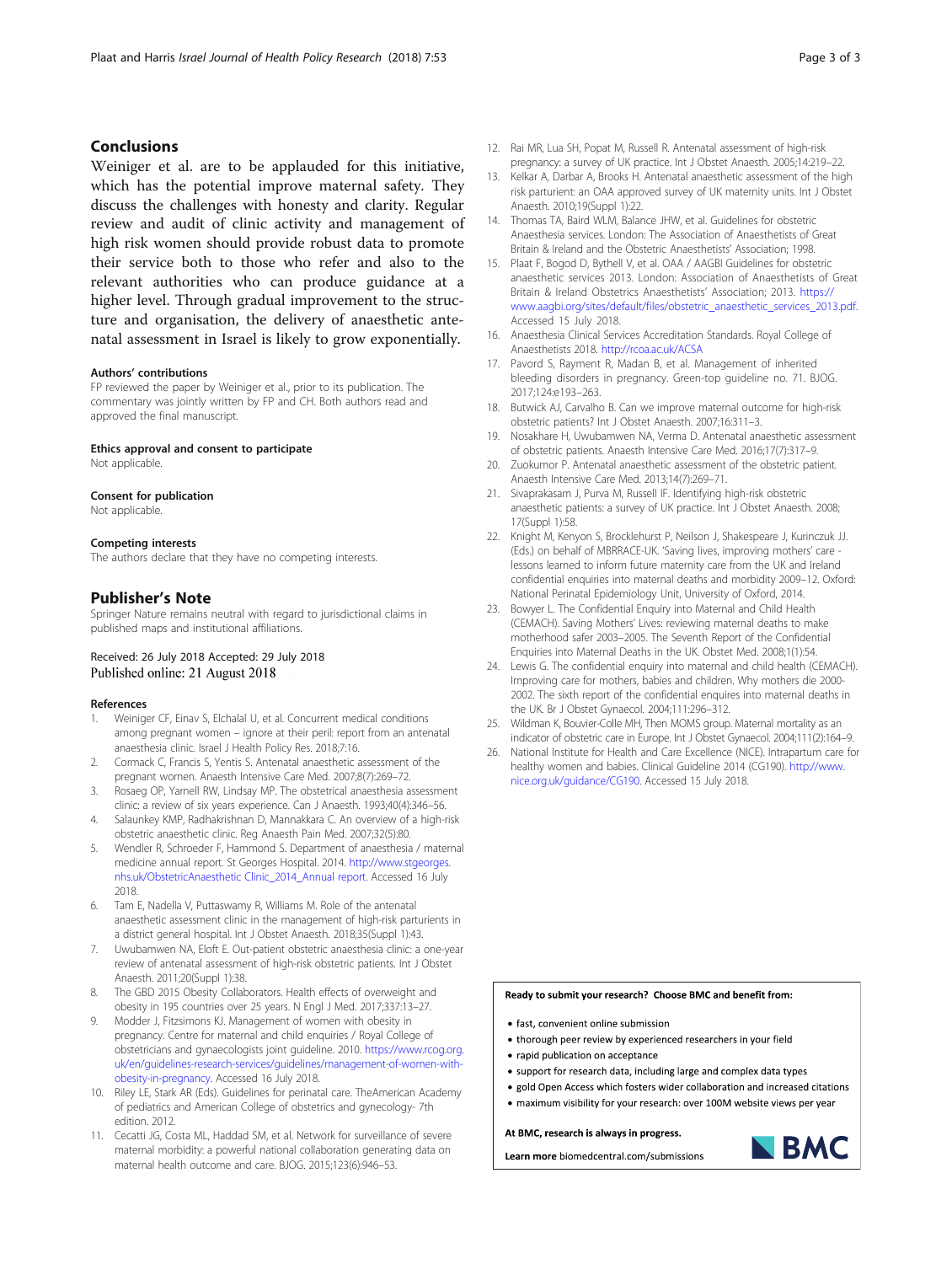## Conclusions

Weiniger et al. are to be applauded for this initiative, which has the potential improve maternal safety. They discuss the challenges with honesty and clarity. Regular review and audit of clinic activity and management of high risk women should provide robust data to promote their service both to those who refer and also to the relevant authorities who can produce guidance at a higher level. Through gradual improvement to the structure and organisation, the delivery of anaesthetic antenatal assessment in Israel is likely to grow exponentially.

### Authors' contributions

FP reviewed the paper by Weiniger et al., prior to its publication. The commentary was jointly written by FP and CH. Both authors read and approved the final manuscript.

### Ethics approval and consent to participate

Not applicable.

### Consent for publication

Not applicable.

### Competing interests

The authors declare that they have no competing interests.

## Publisher's Note

Springer Nature remains neutral with regard to jurisdictional claims in published maps and institutional affiliations.

Received: 26 July 2018 Accepted: 29 July 2018
Published online: 21 August 2018

### References

1. Weiniger CF, Einav S, Elchalal U, et al. Concurrent medical conditions among pregnant women – ignore at their peril: report from an antenatal anaesthesia clinic. Israel J Health Policy Res. 2018;7:16.
2. Cormack C, Francis S, Yentis S. Antenatal anaesthetic assessment of the pregnant women. Anaesth Intensive Care Med. 2007;8(7):269–72.
3. Rosaeg OP, Yarnell RW, Lindsay MP. The obstetrical anaesthesia assessment clinic: a review of six years experience. Can J Anaesth. 1993;40(4):346–56.
4. Salaunkey KMP, Radhakrishnan D, Mannakkara C. An overview of a high-risk obstetric anaesthetic clinic. Reg Anaesth Pain Med. 2007;32(5):80.
5. Wendler R, Schroeder F, Hammond S. Department of anaesthesia / maternal medicine annual report. St Georges Hospital. 2014. http://www.stgeorges.nhs.uk/ObstetricAnaesthetic Clinic_2014_Annual report. Accessed 16 July 2018.
6. Tam E, Nadella V, Puttaswamy R, Williams M. Role of the antenatal anaesthetic assessment clinic in the management of high-risk parturients in a district general hospital. Int J Obstet Anaesth. 2018;35(Suppl 1):43.
7. Uwubamwen NA, Eloft E. Out-patient obstetric anaesthesia clinic: a one-year review of antenatal assessment of high-risk obstetric patients. Int J Obstet Anaesth. 2011;20(Suppl 1):38.
8. The GBD 2015 Obesity Collaborators. Health effects of overweight and obesity in 195 countries over 25 years. N Engl J Med. 2017;337:13–27.
9. Modder J, Fitzsimons KJ. Management of women with obesity in pregnancy. Centre for maternal and child enquiries / Royal College of obstetricians and gynaecologists joint guideline. 2010. https://www.rcog.org.uk/en/guidelines-research-services/guidelines/management-of-women-with-obesity-in-pregnancy. Accessed 16 July 2018.
10. Riley LE, Stark AR (Eds). Guidelines for perinatal care. TheAmerican Academy of pediatrics and American College of obstetrics and gynecology- 7th edition. 2012.
11. Cecatti JG, Costa ML, Haddad SM, et al. Network for surveillance of severe maternal morbidity: a powerful national collaboration generating data on maternal health outcome and care. BJOG. 2015;123(6):946–53.
12. Rai MR, Lua SH, Popat M, Russell R. Antenatal assessment of high-risk pregnancy: a survey of UK practice. Int J Obstet Anaesth. 2005;14:219–22.
13. Kelkar A, Darbar A, Brooks H. Antenatal anaesthetic assessment of the high risk parturient: an OAA approved survey of UK maternity units. Int J Obstet Anaesth. 2010;19(Suppl 1):22.
14. Thomas TA, Baird WLM, Balance JHW, et al. Guidelines for obstetric Anaesthesia services. London: The Association of Anaesthetists of Great Britain & Ireland and the Obstetric Anaesthetists' Association; 1998.
15. Plaat F, Bogod D, Bythell V, et al. OAA / AAGBI Guidelines for obstetric anaesthetic services 2013. London: Association of Anaesthetists of Great Britain & Ireland Obstetrics Anaesthetists' Association; 2013. https://www.aagbi.org/sites/default/files/obstetric_anaesthetic_services_2013.pdf. Accessed 15 July 2018.
16. Anaesthesia Clinical Services Accreditation Standards. Royal College of Anaesthetists 2018. http://rcoa.ac.uk/ACSA
17. Pavord S, Rayment R, Madan B, et al. Management of inherited bleeding disorders in pregnancy. Green-top guideline no. 71. BJOG. 2017;124:e193–263.
18. Butwick AJ, Carvalho B. Can we improve maternal outcome for high-risk obstetric patients? Int J Obstet Anaesth. 2007;16:311–3.
19. Nosakhare H, Uwubamwen NA, Verma D. Antenatal anaesthetic assessment of obstetric patients. Anaesth Intensive Care Med. 2016;17(7):317–9.
20. Zuokumor P. Antenatal anaesthetic assessment of the obstetric patient. Anaesth Intensive Care Med. 2013;14(7):269–71.
21. Sivaprakasam J, Purva M, Russell IF. Identifying high-risk obstetric anaesthetic patients: a survey of UK practice. Int J Obstet Anaesth. 2008; 17(Suppl 1):58.
22. Knight M, Kenyon S, Brocklehurst P, Neilson J, Shakespeare J, Kurinczuk JJ. (Eds.) on behalf of MBRRACE-UK. 'Saving lives, improving mothers' care - lessons learned to inform future maternity care from the UK and Ireland confidential enquiries into maternal deaths and morbidity 2009–12. Oxford: National Perinatal Epidemiology Unit, University of Oxford, 2014.
23. Bowyer L. The Confidential Enquiry into Maternal and Child Health (CEMACH). Saving Mothers' Lives: reviewing maternal deaths to make motherhood safer 2003–2005. The Seventh Report of the Confidential Enquiries into Maternal Deaths in the UK. Obstet Med. 2008;1(1):54.
24. Lewis G. The confidential enquiry into maternal and child health (CEMACH). Improving care for mothers, babies and children. Why mothers die 2000-2002. The sixth report of the confidential enquires into maternal deaths in the UK. Br J Obstet Gynaecol. 2004;111:296–312.
25. Wildman K, Bouvier-Colle MH, Then MOMS group. Maternal mortality as an indicator of obstetric care in Europe. Int J Obstet Gynaecol. 2004;111(2):164–9.
26. National Institute for Health and Care Excellence (NICE). Intrapartum care for healthy women and babies. Clinical Guideline 2014 (CG190). http://www.nice.org.uk/guidance/CG190. Accessed 15 July 2018.

**Ready to submit your research? Choose BMC and benefit from:**

- fast, convenient online submission
- thorough peer review by experienced researchers in your field
- rapid publication on acceptance
- support for research data, including large and complex data types
- gold Open Access which fosters wider collaboration and increased citations
- maximum visibility for your research: over 100M website views per year

**At BMC, research is always in progress.**

**Learn more** biomedcentral.com/submissions

BMC